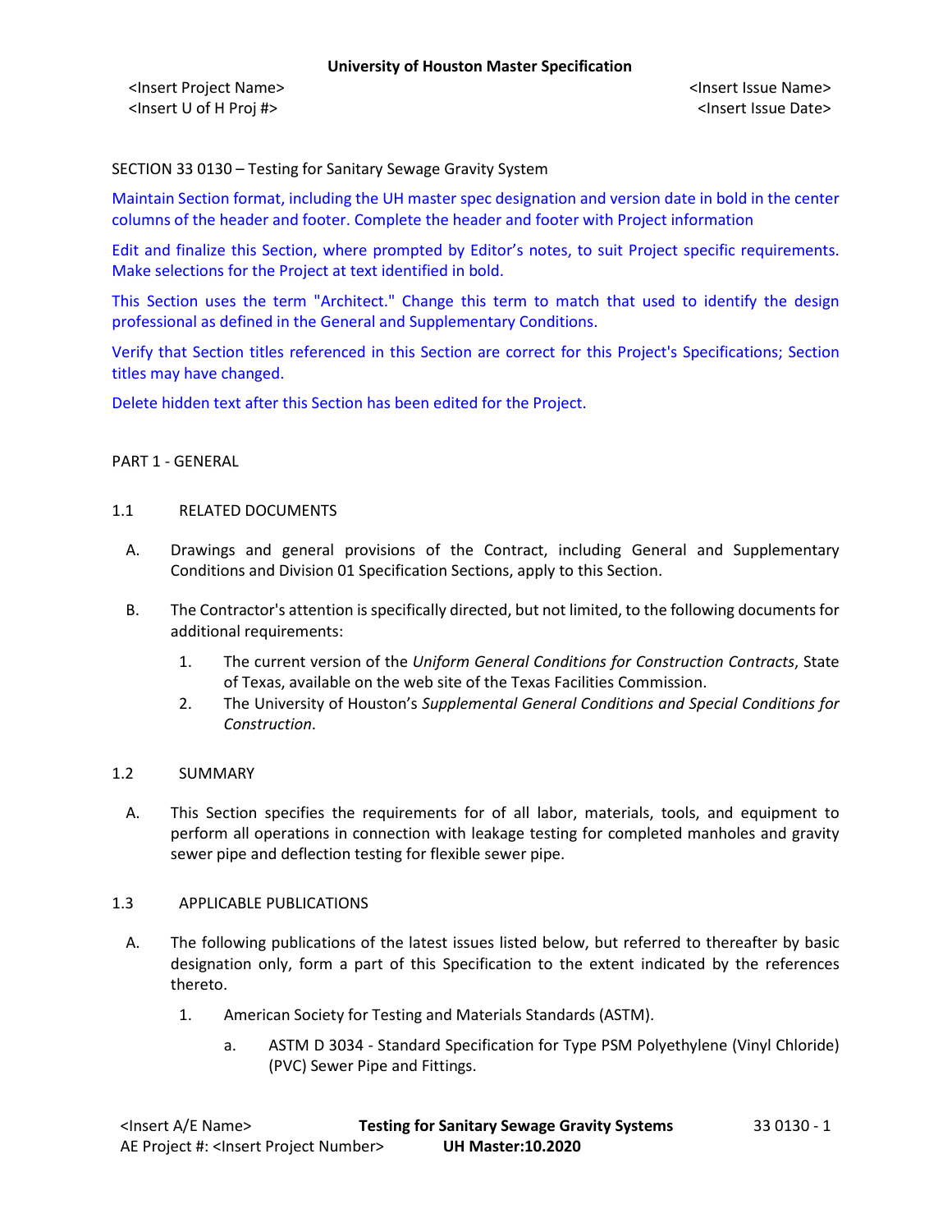SECTION 33 0130 – Testing for Sanitary Sewage Gravity System

Maintain Section format, including the UH master spec designation and version date in bold in the center columns of the header and footer. Complete the header and footer with Project information

Edit and finalize this Section, where prompted by Editor's notes, to suit Project specific requirements. Make selections for the Project at text identified in bold.

This Section uses the term "Architect." Change this term to match that used to identify the design professional as defined in the General and Supplementary Conditions.

Verify that Section titles referenced in this Section are correct for this Project's Specifications; Section titles may have changed.

Delete hidden text after this Section has been edited for the Project.

## PART 1 - GENERAL

### 1.1 RELATED DOCUMENTS

A. Drawings and general provisions of the Contract, including General and Supplementary Conditions and Division 01 Specification Sections, apply to this Section.

B. The Contractor's attention is specifically directed, but not limited, to the following documents for additional requirements:

1. The current version of the *Uniform General Conditions for Construction Contracts*, State of Texas, available on the web site of the Texas Facilities Commission.
2. The University of Houston's *Supplemental General Conditions and Special Conditions for Construction*.

### 1.2 SUMMARY

A. This Section specifies the requirements for of all labor, materials, tools, and equipment to perform all operations in connection with leakage testing for completed manholes and gravity sewer pipe and deflection testing for flexible sewer pipe.

### 1.3 APPLICABLE PUBLICATIONS

A. The following publications of the latest issues listed below, but referred to thereafter by basic designation only, form a part of this Specification to the extent indicated by the references thereto.

1. American Society for Testing and Materials Standards (ASTM).
   a. ASTM D 3034 - Standard Specification for Type PSM Polyethylene (Vinyl Chloride) (PVC) Sewer Pipe and Fittings.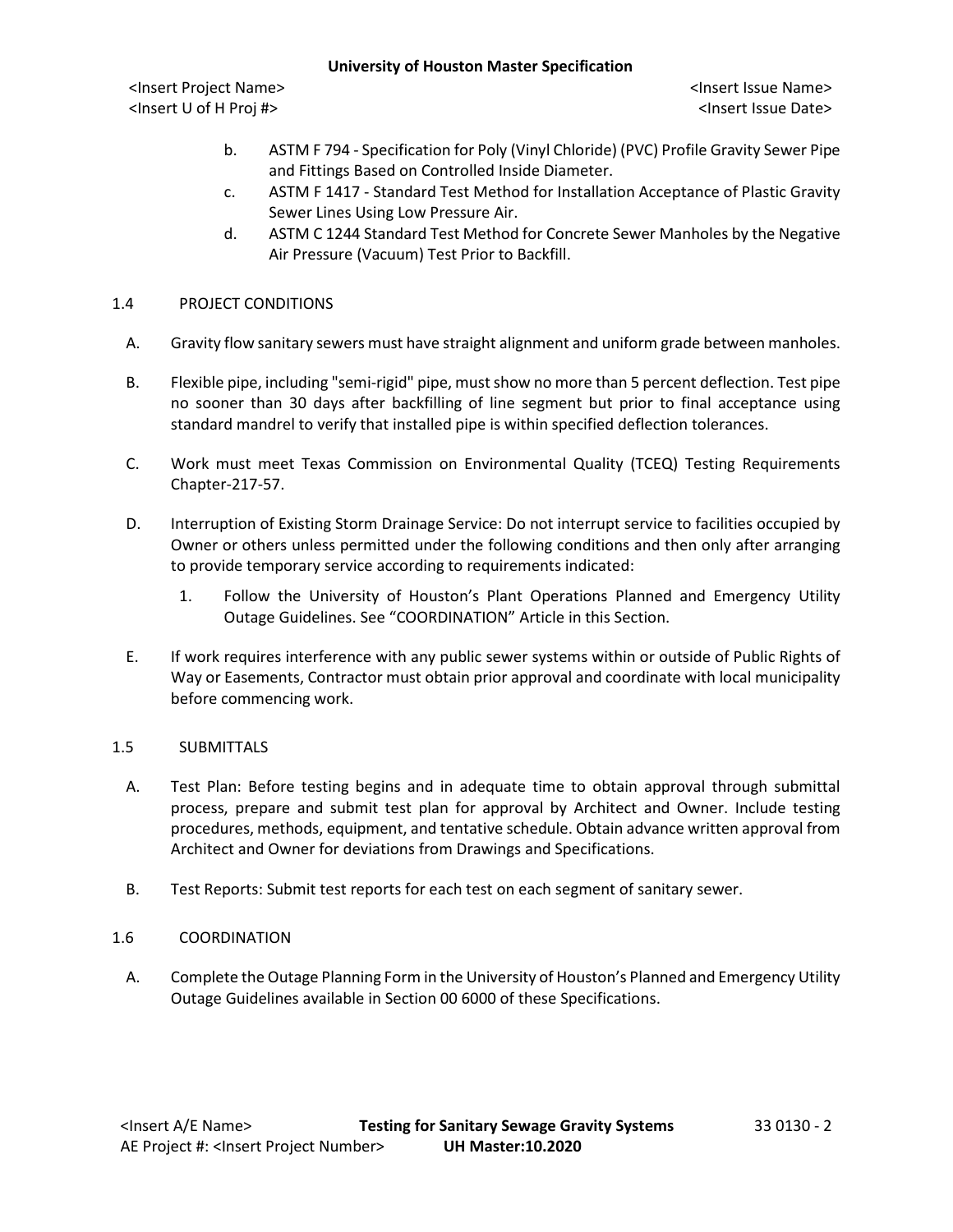b. ASTM F 794 - Specification for Poly (Vinyl Chloride) (PVC) Profile Gravity Sewer Pipe and Fittings Based on Controlled Inside Diameter.

c. ASTM F 1417 - Standard Test Method for Installation Acceptance of Plastic Gravity Sewer Lines Using Low Pressure Air.

d. ASTM C 1244 Standard Test Method for Concrete Sewer Manholes by the Negative Air Pressure (Vacuum) Test Prior to Backfill.

## 1.4 PROJECT CONDITIONS

A. Gravity flow sanitary sewers must have straight alignment and uniform grade between manholes.

B. Flexible pipe, including "semi-rigid" pipe, must show no more than 5 percent deflection. Test pipe no sooner than 30 days after backfilling of line segment but prior to final acceptance using standard mandrel to verify that installed pipe is within specified deflection tolerances.

C. Work must meet Texas Commission on Environmental Quality (TCEQ) Testing Requirements Chapter-217-57.

D. Interruption of Existing Storm Drainage Service: Do not interrupt service to facilities occupied by Owner or others unless permitted under the following conditions and then only after arranging to provide temporary service according to requirements indicated:

1. Follow the University of Houston's Plant Operations Planned and Emergency Utility Outage Guidelines. See "COORDINATION" Article in this Section.

E. If work requires interference with any public sewer systems within or outside of Public Rights of Way or Easements, Contractor must obtain prior approval and coordinate with local municipality before commencing work.

## 1.5 SUBMITTALS

A. Test Plan: Before testing begins and in adequate time to obtain approval through submittal process, prepare and submit test plan for approval by Architect and Owner. Include testing procedures, methods, equipment, and tentative schedule. Obtain advance written approval from Architect and Owner for deviations from Drawings and Specifications.

B. Test Reports: Submit test reports for each test on each segment of sanitary sewer.

## 1.6 COORDINATION

A. Complete the Outage Planning Form in the University of Houston's Planned and Emergency Utility Outage Guidelines available in Section 00 6000 of these Specifications.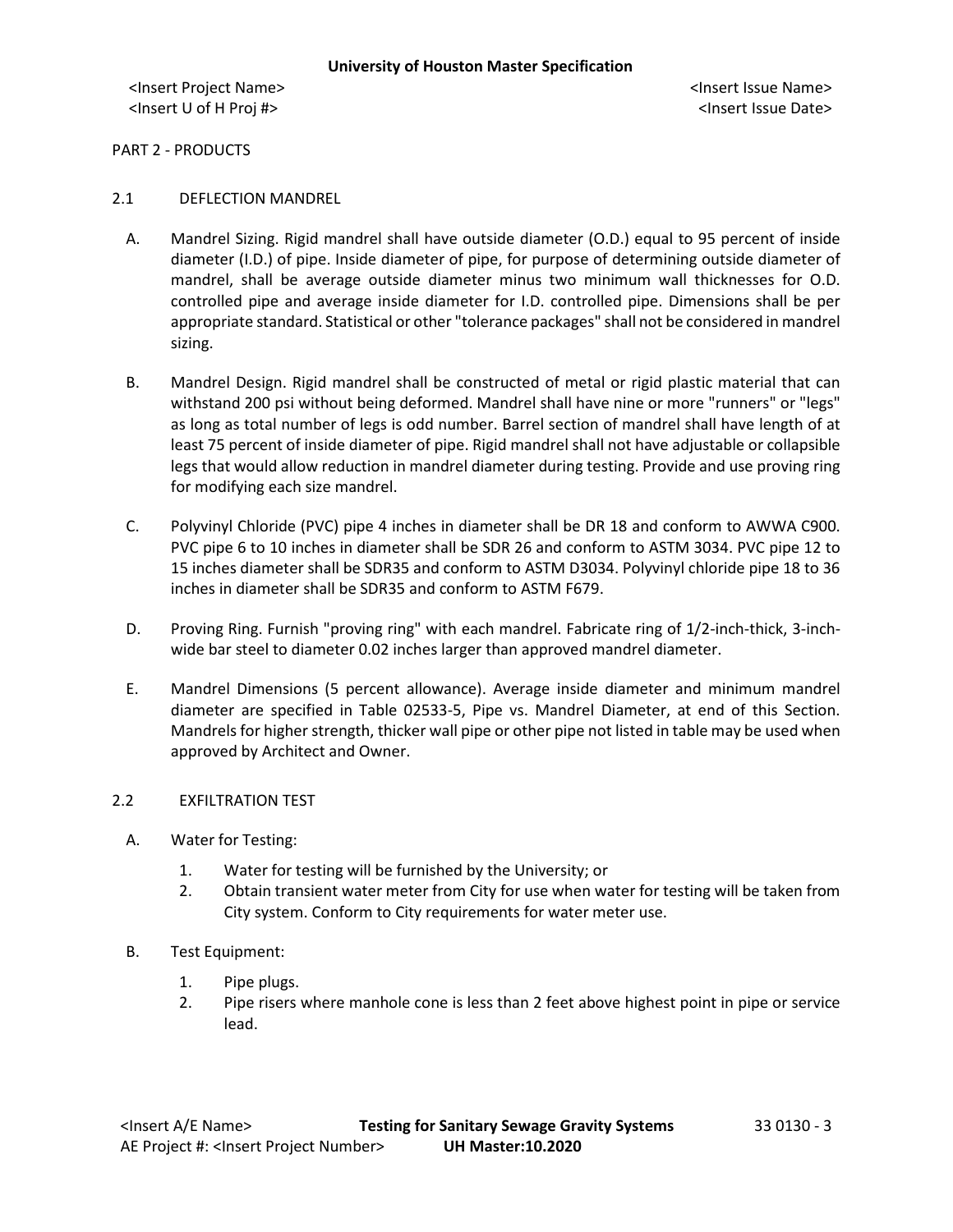PART 2 - PRODUCTS

## 2.1 DEFLECTION MANDREL

A. Mandrel Sizing. Rigid mandrel shall have outside diameter (O.D.) equal to 95 percent of inside diameter (I.D.) of pipe. Inside diameter of pipe, for purpose of determining outside diameter of mandrel, shall be average outside diameter minus two minimum wall thicknesses for O.D. controlled pipe and average inside diameter for I.D. controlled pipe. Dimensions shall be per appropriate standard. Statistical or other "tolerance packages" shall not be considered in mandrel sizing.

B. Mandrel Design. Rigid mandrel shall be constructed of metal or rigid plastic material that can withstand 200 psi without being deformed. Mandrel shall have nine or more "runners" or "legs" as long as total number of legs is odd number. Barrel section of mandrel shall have length of at least 75 percent of inside diameter of pipe. Rigid mandrel shall not have adjustable or collapsible legs that would allow reduction in mandrel diameter during testing. Provide and use proving ring for modifying each size mandrel.

C. Polyvinyl Chloride (PVC) pipe 4 inches in diameter shall be DR 18 and conform to AWWA C900. PVC pipe 6 to 10 inches in diameter shall be SDR 26 and conform to ASTM 3034. PVC pipe 12 to 15 inches diameter shall be SDR35 and conform to ASTM D3034. Polyvinyl chloride pipe 18 to 36 inches in diameter shall be SDR35 and conform to ASTM F679.

D. Proving Ring. Furnish "proving ring" with each mandrel. Fabricate ring of 1/2-inch-thick, 3-inch-wide bar steel to diameter 0.02 inches larger than approved mandrel diameter.

E. Mandrel Dimensions (5 percent allowance). Average inside diameter and minimum mandrel diameter are specified in Table 02533-5, Pipe vs. Mandrel Diameter, at end of this Section. Mandrels for higher strength, thicker wall pipe or other pipe not listed in table may be used when approved by Architect and Owner.

## 2.2 EXFILTRATION TEST

A. Water for Testing:

1. Water for testing will be furnished by the University; or
2. Obtain transient water meter from City for use when water for testing will be taken from City system. Conform to City requirements for water meter use.

B. Test Equipment:

1. Pipe plugs.
2. Pipe risers where manhole cone is less than 2 feet above highest point in pipe or service lead.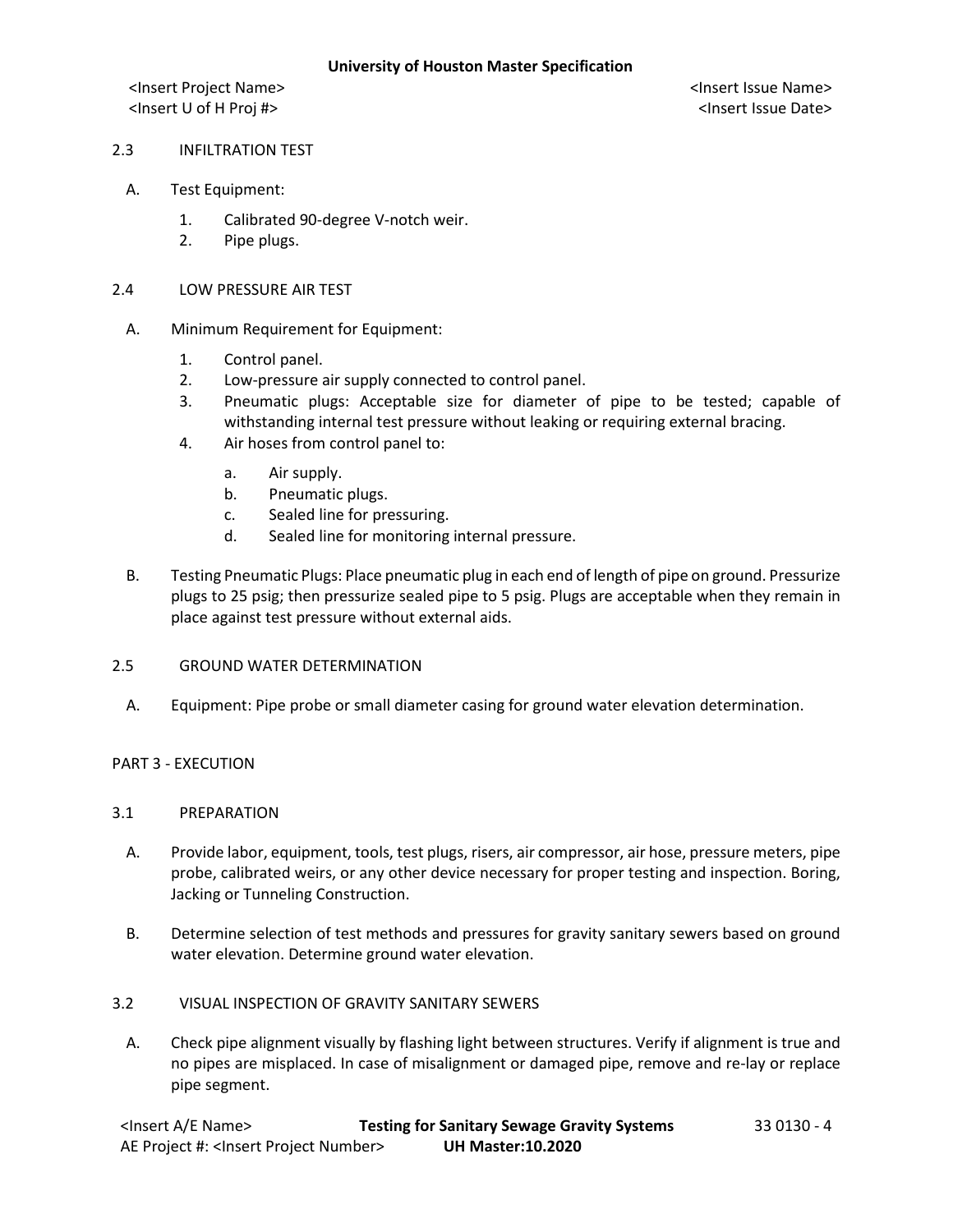## 2.3 INFILTRATION TEST

A. Test Equipment:

1. Calibrated 90-degree V-notch weir.
2. Pipe plugs.

## 2.4 LOW PRESSURE AIR TEST

A. Minimum Requirement for Equipment:

1. Control panel.
2. Low-pressure air supply connected to control panel.
3. Pneumatic plugs: Acceptable size for diameter of pipe to be tested; capable of withstanding internal test pressure without leaking or requiring external bracing.
4. Air hoses from control panel to:
   a. Air supply.
   b. Pneumatic plugs.
   c. Sealed line for pressuring.
   d. Sealed line for monitoring internal pressure.

B. Testing Pneumatic Plugs: Place pneumatic plug in each end of length of pipe on ground. Pressurize plugs to 25 psig; then pressurize sealed pipe to 5 psig. Plugs are acceptable when they remain in place against test pressure without external aids.

## 2.5 GROUND WATER DETERMINATION

A. Equipment: Pipe probe or small diameter casing for ground water elevation determination.

# PART 3 - EXECUTION

## 3.1 PREPARATION

A. Provide labor, equipment, tools, test plugs, risers, air compressor, air hose, pressure meters, pipe probe, calibrated weirs, or any other device necessary for proper testing and inspection. Boring, Jacking or Tunneling Construction.

B. Determine selection of test methods and pressures for gravity sanitary sewers based on ground water elevation. Determine ground water elevation.

## 3.2 VISUAL INSPECTION OF GRAVITY SANITARY SEWERS

A. Check pipe alignment visually by flashing light between structures. Verify if alignment is true and no pipes are misplaced. In case of misalignment or damaged pipe, remove and re-lay or replace pipe segment.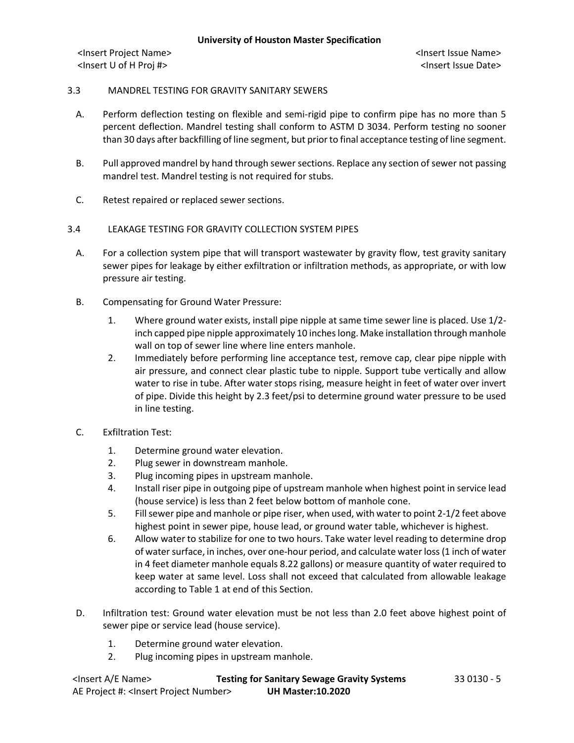## 3.3 MANDREL TESTING FOR GRAVITY SANITARY SEWERS

A. Perform deflection testing on flexible and semi-rigid pipe to confirm pipe has no more than 5 percent deflection. Mandrel testing shall conform to ASTM D 3034. Perform testing no sooner than 30 days after backfilling of line segment, but prior to final acceptance testing of line segment.

B. Pull approved mandrel by hand through sewer sections. Replace any section of sewer not passing mandrel test. Mandrel testing is not required for stubs.

C. Retest repaired or replaced sewer sections.

## 3.4 LEAKAGE TESTING FOR GRAVITY COLLECTION SYSTEM PIPES

A. For a collection system pipe that will transport wastewater by gravity flow, test gravity sanitary sewer pipes for leakage by either exfiltration or infiltration methods, as appropriate, or with low pressure air testing.

B. Compensating for Ground Water Pressure:

1. Where ground water exists, install pipe nipple at same time sewer line is placed. Use 1/2-inch capped pipe nipple approximately 10 inches long. Make installation through manhole wall on top of sewer line where line enters manhole.
2. Immediately before performing line acceptance test, remove cap, clear pipe nipple with air pressure, and connect clear plastic tube to nipple. Support tube vertically and allow water to rise in tube. After water stops rising, measure height in feet of water over invert of pipe. Divide this height by 2.3 feet/psi to determine ground water pressure to be used in line testing.

C. Exfiltration Test:

1. Determine ground water elevation.
2. Plug sewer in downstream manhole.
3. Plug incoming pipes in upstream manhole.
4. Install riser pipe in outgoing pipe of upstream manhole when highest point in service lead (house service) is less than 2 feet below bottom of manhole cone.
5. Fill sewer pipe and manhole or pipe riser, when used, with water to point 2-1/2 feet above highest point in sewer pipe, house lead, or ground water table, whichever is highest.
6. Allow water to stabilize for one to two hours. Take water level reading to determine drop of water surface, in inches, over one-hour period, and calculate water loss (1 inch of water in 4 feet diameter manhole equals 8.22 gallons) or measure quantity of water required to keep water at same level. Loss shall not exceed that calculated from allowable leakage according to Table 1 at end of this Section.

D. Infiltration test: Ground water elevation must be not less than 2.0 feet above highest point of sewer pipe or service lead (house service).

1. Determine ground water elevation.
2. Plug incoming pipes in upstream manhole.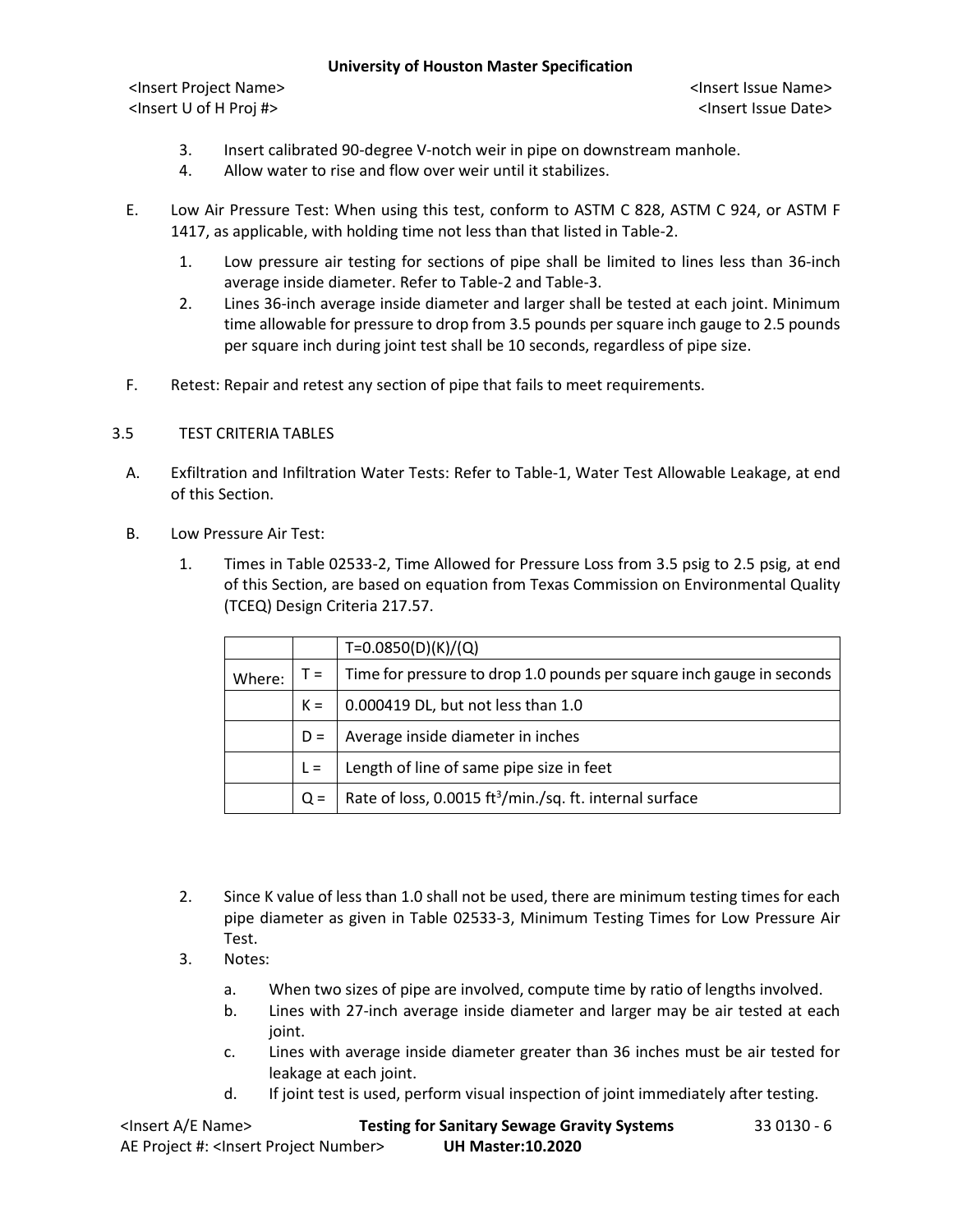3. Insert calibrated 90-degree V-notch weir in pipe on downstream manhole.
4. Allow water to rise and flow over weir until it stabilizes.

E. Low Air Pressure Test: When using this test, conform to ASTM C 828, ASTM C 924, or ASTM F 1417, as applicable, with holding time not less than that listed in Table-2.

1. Low pressure air testing for sections of pipe shall be limited to lines less than 36-inch average inside diameter. Refer to Table-2 and Table-3.
2. Lines 36-inch average inside diameter and larger shall be tested at each joint. Minimum time allowable for pressure to drop from 3.5 pounds per square inch gauge to 2.5 pounds per square inch during joint test shall be 10 seconds, regardless of pipe size.

F. Retest: Repair and retest any section of pipe that fails to meet requirements.

## 3.5 TEST CRITERIA TABLES

A. Exfiltration and Infiltration Water Tests: Refer to Table-1, Water Test Allowable Leakage, at end of this Section.

B. Low Pressure Air Test:

1. Times in Table 02533-2, Time Allowed for Pressure Loss from 3.5 psig to 2.5 psig, at end of this Section, are based on equation from Texas Commission on Environmental Quality (TCEQ) Design Criteria 217.57.

| | | $T=0.0850(D)(K)/(Q)$ |
|---|---|---|
| Where: | T = | Time for pressure to drop 1.0 pounds per square inch gauge in seconds |
| | K = | 0.000419 DL, but not less than 1.0 |
| | D = | Average inside diameter in inches |
| | L = | Length of line of same pipe size in feet |
| | Q = | Rate of loss, 0.0015 $ft^3$/min./sq. ft. internal surface |

2. Since K value of less than 1.0 shall not be used, there are minimum testing times for each pipe diameter as given in Table 02533-3, Minimum Testing Times for Low Pressure Air Test.
3. Notes:
   a. When two sizes of pipe are involved, compute time by ratio of lengths involved.
   b. Lines with 27-inch average inside diameter and larger may be air tested at each joint.
   c. Lines with average inside diameter greater than 36 inches must be air tested for leakage at each joint.
   d. If joint test is used, perform visual inspection of joint immediately after testing.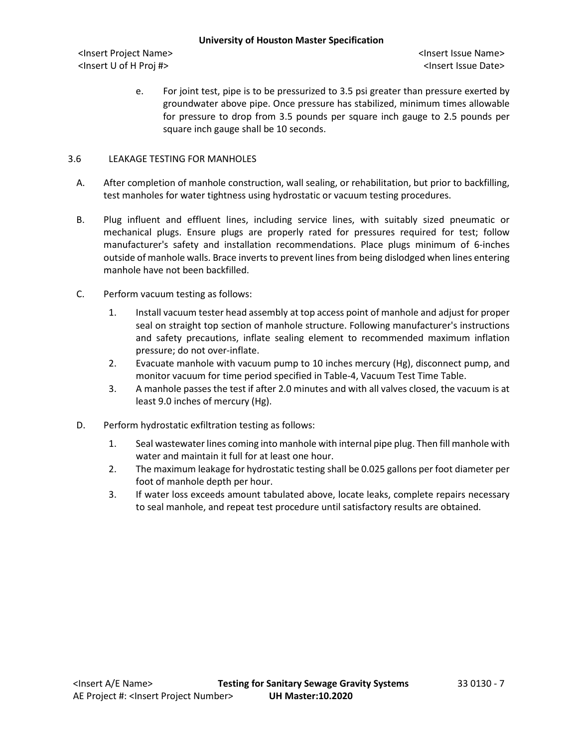e. For joint test, pipe is to be pressurized to 3.5 psi greater than pressure exerted by groundwater above pipe. Once pressure has stabilized, minimum times allowable for pressure to drop from 3.5 pounds per square inch gauge to 2.5 pounds per square inch gauge shall be 10 seconds.

## 3.6 LEAKAGE TESTING FOR MANHOLES

A. After completion of manhole construction, wall sealing, or rehabilitation, but prior to backfilling, test manholes for water tightness using hydrostatic or vacuum testing procedures.

B. Plug influent and effluent lines, including service lines, with suitably sized pneumatic or mechanical plugs. Ensure plugs are properly rated for pressures required for test; follow manufacturer's safety and installation recommendations. Place plugs minimum of 6-inches outside of manhole walls. Brace inverts to prevent lines from being dislodged when lines entering manhole have not been backfilled.

C. Perform vacuum testing as follows:

1. Install vacuum tester head assembly at top access point of manhole and adjust for proper seal on straight top section of manhole structure. Following manufacturer's instructions and safety precautions, inflate sealing element to recommended maximum inflation pressure; do not over-inflate.
2. Evacuate manhole with vacuum pump to 10 inches mercury (Hg), disconnect pump, and monitor vacuum for time period specified in Table-4, Vacuum Test Time Table.
3. A manhole passes the test if after 2.0 minutes and with all valves closed, the vacuum is at least 9.0 inches of mercury (Hg).

D. Perform hydrostatic exfiltration testing as follows:

1. Seal wastewater lines coming into manhole with internal pipe plug. Then fill manhole with water and maintain it full for at least one hour.
2. The maximum leakage for hydrostatic testing shall be 0.025 gallons per foot diameter per foot of manhole depth per hour.
3. If water loss exceeds amount tabulated above, locate leaks, complete repairs necessary to seal manhole, and repeat test procedure until satisfactory results are obtained.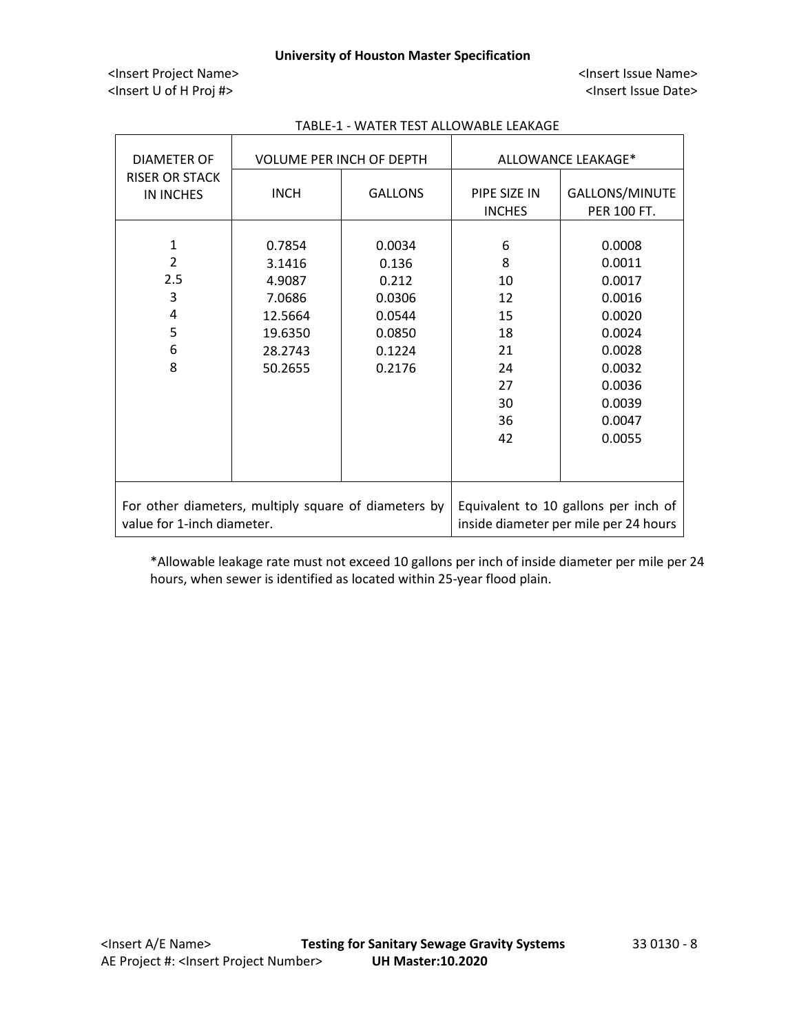TABLE-1 - WATER TEST ALLOWABLE LEAKAGE

| DIAMETER OF RISER OR STACK IN INCHES | VOLUME PER INCH OF DEPTH | | ALLOWANCE LEAKAGE* | |
|---|---|---|---|---|
| | INCH | GALLONS | PIPE SIZE IN INCHES | GALLONS/MINUTE PER 100 FT. |
| 1 | 0.7854 | 0.0034 | 6 | 0.0008 |
| 2 | 3.1416 | 0.136 | 8 | 0.0011 |
| 2.5 | 4.9087 | 0.212 | 10 | 0.0017 |
| 3 | 7.0686 | 0.0306 | 12 | 0.0016 |
| 4 | 12.5664 | 0.0544 | 15 | 0.0020 |
| 5 | 19.6350 | 0.0850 | 18 | 0.0024 |
| 6 | 28.2743 | 0.1224 | 21 | 0.0028 |
| 8 | 50.2655 | 0.2176 | 24 | 0.0032 |
| | | | 27 | 0.0036 |
| | | | 30 | 0.0039 |
| | | | 36 | 0.0047 |
| | | | 42 | 0.0055 |
| For other diameters, multiply square of diameters by value for 1-inch diameter. | | | Equivalent to 10 gallons per inch of inside diameter per mile per 24 hours | |

*Allowable leakage rate must not exceed 10 gallons per inch of inside diameter per mile per 24 hours, when sewer is identified as located within 25-year flood plain.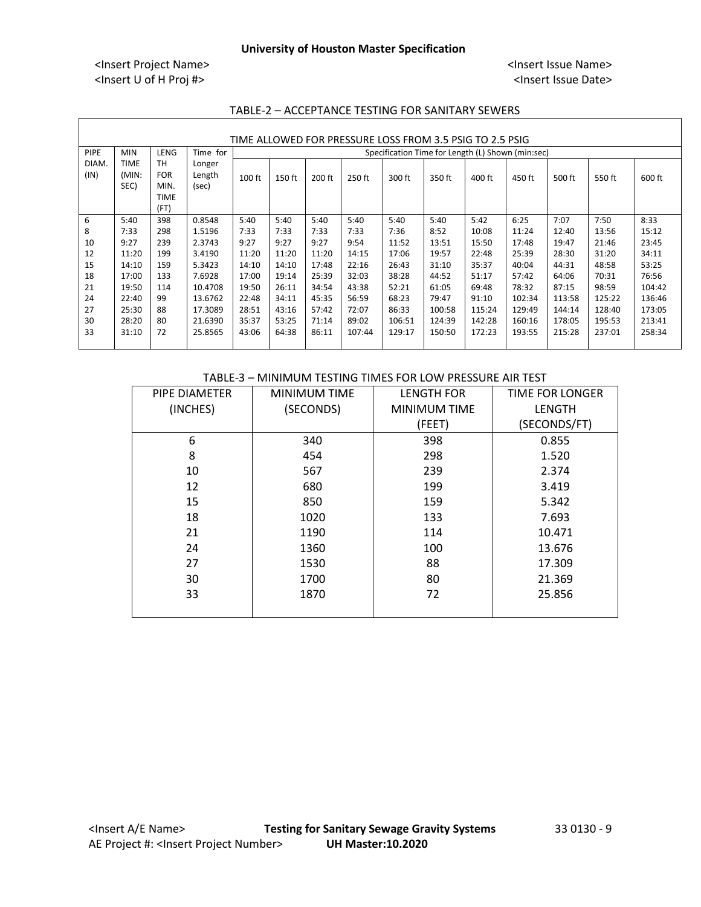TABLE-2 – ACCEPTANCE TESTING FOR SANITARY SEWERS

| TIME ALLOWED FOR PRESSURE LOSS FROM 3.5 PSIG TO 2.5 PSIG | | | | | | | | | | | | | | |
|---|---|---|---|---|---|---|---|---|---|---|---|---|---|---|
| PIPE DIAM. (IN) | MIN TIME (MIN: SEC) | LENGTH FOR MIN. TIME (FT) | Time for Longer Length (sec) | Specification Time for Length (L) Shown (min:sec) | | | | | | | | | | |
| | | | | 100 ft | 150 ft | 200 ft | 250 ft | 300 ft | 350 ft | 400 ft | 450 ft | 500 ft | 550 ft | 600 ft |
| 6 | 5:40 | 398 | 0.8548 | 5:40 | 5:40 | 5:40 | 5:40 | 5:40 | 5:40 | 5:42 | 6:25 | 7:07 | 7:50 | 8:33 |
| 8 | 7:33 | 298 | 1.5196 | 7:33 | 7:33 | 7:33 | 7:33 | 7:36 | 8:52 | 10:08 | 11:24 | 12:40 | 13:56 | 15:12 |
| 10 | 9:27 | 239 | 2.3743 | 9:27 | 9:27 | 9:27 | 9:54 | 11:52 | 13:51 | 15:50 | 17:48 | 19:47 | 21:46 | 23:45 |
| 12 | 11:20 | 199 | 3.4190 | 11:20 | 11:20 | 11:20 | 14:15 | 17:06 | 19:57 | 22:48 | 25:39 | 28:30 | 31:20 | 34:11 |
| 15 | 14:10 | 159 | 5.3423 | 14:10 | 14:10 | 17:48 | 22:16 | 26:43 | 31:10 | 35:37 | 40:04 | 44:31 | 48:58 | 53:25 |
| 18 | 17:00 | 133 | 7.6928 | 17:00 | 19:14 | 25:39 | 32:03 | 38:28 | 44:52 | 51:17 | 57:42 | 64:06 | 70:31 | 76:56 |
| 21 | 19:50 | 114 | 10.4708 | 19:50 | 26:11 | 34:54 | 43:38 | 52:21 | 61:05 | 69:48 | 78:32 | 87:15 | 98:59 | 104:42 |
| 24 | 22:40 | 99 | 13.6762 | 22:48 | 34:11 | 45:35 | 56:59 | 68:23 | 79:47 | 91:10 | 102:34 | 113:58 | 125:22 | 136:46 |
| 27 | 25:30 | 88 | 17.3089 | 28:51 | 43:16 | 57:42 | 72:07 | 86:33 | 100:58 | 115:24 | 129:49 | 144:14 | 128:40 | 173:05 |
| 30 | 28:20 | 80 | 21.6390 | 35:37 | 53:25 | 71:14 | 89:02 | 106:51 | 124:39 | 142:28 | 160:16 | 178:05 | 195:53 | 213:41 |
| 33 | 31:10 | 72 | 25.8565 | 43:06 | 64:38 | 86:11 | 107:44 | 129:17 | 150:50 | 172:23 | 193:55 | 215:28 | 237:01 | 258:34 |

TABLE-3 – MINIMUM TESTING TIMES FOR LOW PRESSURE AIR TEST

| PIPE DIAMETER (INCHES) | MINIMUM TIME (SECONDS) | LENGTH FOR MINIMUM TIME (FEET) | TIME FOR LONGER LENGTH (SECONDS/FT) |
|---|---|---|---|
| 6 | 340 | 398 | 0.855 |
| 8 | 454 | 298 | 1.520 |
| 10 | 567 | 239 | 2.374 |
| 12 | 680 | 199 | 3.419 |
| 15 | 850 | 159 | 5.342 |
| 18 | 1020 | 133 | 7.693 |
| 21 | 1190 | 114 | 10.471 |
| 24 | 1360 | 100 | 13.676 |
| 27 | 1530 | 88 | 17.309 |
| 30 | 1700 | 80 | 21.369 |
| 33 | 1870 | 72 | 25.856 |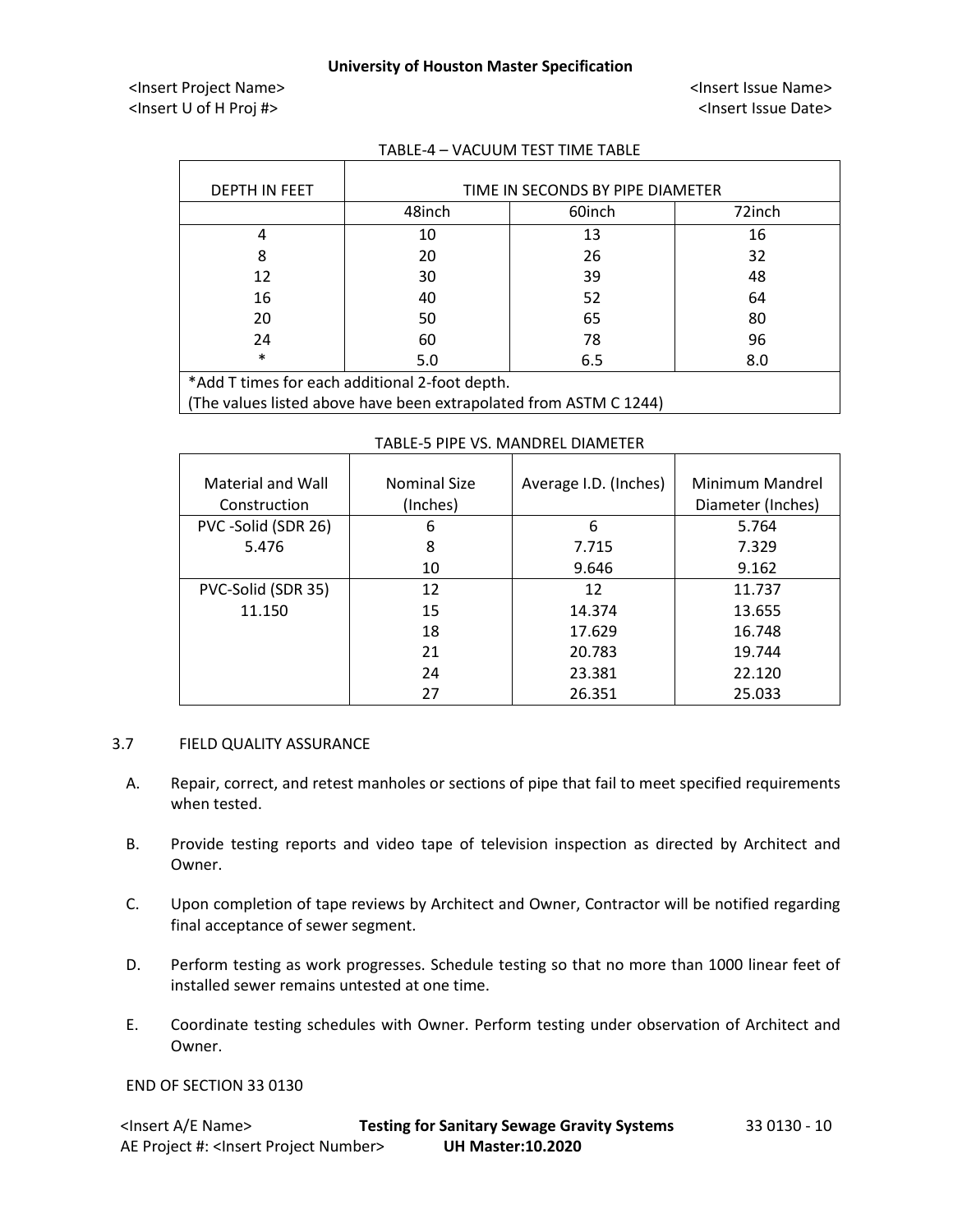TABLE-4 – VACUUM TEST TIME TABLE

| DEPTH IN FEET | TIME IN SECONDS BY PIPE DIAMETER | | |
|---|---|---|---|
| | 48inch | 60inch | 72inch |
| 4 | 10 | 13 | 16 |
| 8 | 20 | 26 | 32 |
| 12 | 30 | 39 | 48 |
| 16 | 40 | 52 | 64 |
| 20 | 50 | 65 | 80 |
| 24 | 60 | 78 | 96 |
| * | 5.0 | 6.5 | 8.0 |
| *Add T times for each additional 2-foot depth.<br>(The values listed above have been extrapolated from ASTM C 1244) | | | |

TABLE-5 PIPE VS. MANDREL DIAMETER

| Material and Wall Construction | Nominal Size (Inches) | Average I.D. (Inches) | Minimum Mandrel Diameter (Inches) |
|---|---|---|---|
| PVC -Solid (SDR 26) 5.476 | 6 | 6 | 5.764 |
| | 8 | 7.715 | 7.329 |
| | 10 | 9.646 | 9.162 |
| PVC-Solid (SDR 35) 11.150 | 12 | 12 | 11.737 |
| | 15 | 14.374 | 13.655 |
| | 18 | 17.629 | 16.748 |
| | 21 | 20.783 | 19.744 |
| | 24 | 23.381 | 22.120 |
| | 27 | 26.351 | 25.033 |

3.7 FIELD QUALITY ASSURANCE

A. Repair, correct, and retest manholes or sections of pipe that fail to meet specified requirements when tested.

B. Provide testing reports and video tape of television inspection as directed by Architect and Owner.

C. Upon completion of tape reviews by Architect and Owner, Contractor will be notified regarding final acceptance of sewer segment.

D. Perform testing as work progresses. Schedule testing so that no more than 1000 linear feet of installed sewer remains untested at one time.

E. Coordinate testing schedules with Owner. Perform testing under observation of Architect and Owner.

END OF SECTION 33 0130